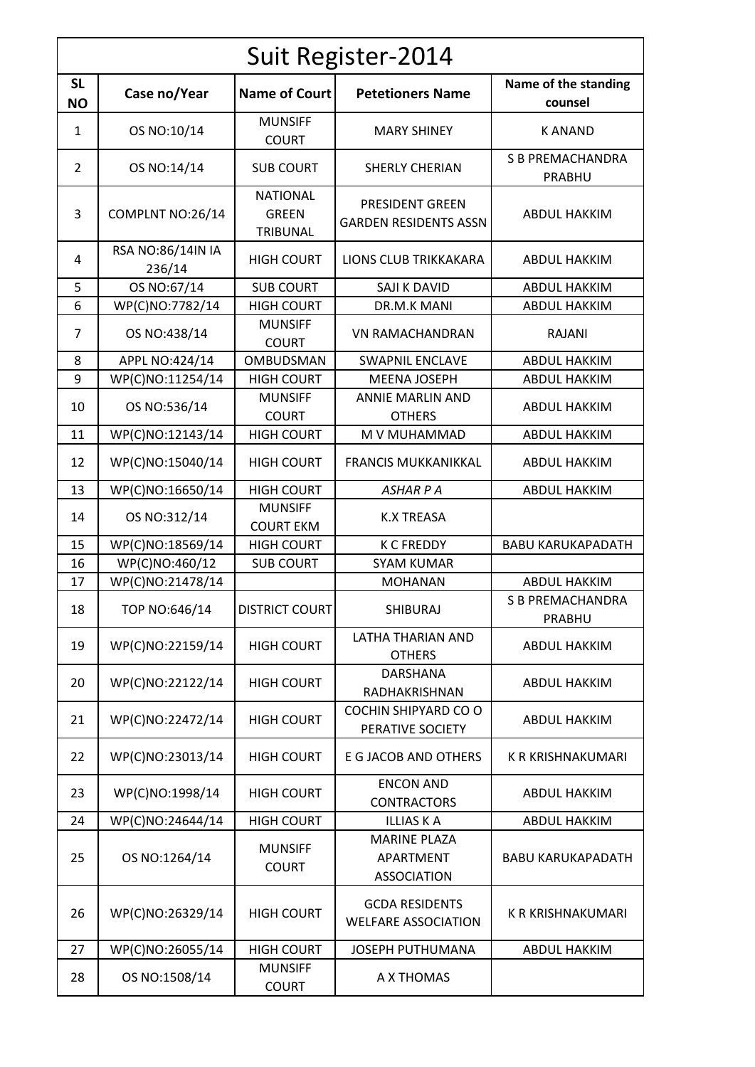# Suit Register-2014

| SL NO | Case no/Year | Name of Court | Petetioners Name | Name of the standing counsel |
|---|---|---|---|---|
| 1 | OS NO:10/14 | MUNSIFF COURT | MARY SHINEY | K ANAND |
| 2 | OS NO:14/14 | SUB COURT | SHERLY CHERIAN | S B PREMACHANDRA PRABHU |
| 3 | COMPLNT NO:26/14 | NATIONAL GREEN TRIBUNAL | PRESIDENT GREEN GARDEN RESIDENTS ASSN | ABDUL HAKKIM |
| 4 | RSA NO:86/14IN IA 236/14 | HIGH COURT | LIONS CLUB TRIKKAKARA | ABDUL HAKKIM |
| 5 | OS NO:67/14 | SUB COURT | SAJI K DAVID | ABDUL HAKKIM |
| 6 | WP(C)NO:7782/14 | HIGH COURT | DR.M.K MANI | ABDUL HAKKIM |
| 7 | OS NO:438/14 | MUNSIFF COURT | VN RAMACHANDRAN | RAJANI |
| 8 | APPL NO:424/14 | OMBUDSMAN | SWAPNIL ENCLAVE | ABDUL HAKKIM |
| 9 | WP(C)NO:11254/14 | HIGH COURT | MEENA JOSEPH | ABDUL HAKKIM |
| 10 | OS NO:536/14 | MUNSIFF COURT | ANNIE MARLIN AND OTHERS | ABDUL HAKKIM |
| 11 | WP(C)NO:12143/14 | HIGH COURT | M V MUHAMMAD | ABDUL HAKKIM |
| 12 | WP(C)NO:15040/14 | HIGH COURT | FRANCIS MUKKANIKKAL | ABDUL HAKKIM |
| 13 | WP(C)NO:16650/14 | HIGH COURT | *ASHAR P A* | ABDUL HAKKIM |
| 14 | OS NO:312/14 | MUNSIFF COURT EKM | K.X TREASA | |
| 15 | WP(C)NO:18569/14 | HIGH COURT | K C FREDDY | BABU KARUKAPADATH |
| 16 | WP(C)NO:460/12 | SUB COURT | SYAM KUMAR | |
| 17 | WP(C)NO:21478/14 | | MOHANAN | ABDUL HAKKIM |
| 18 | TOP NO:646/14 | DISTRICT COURT | SHIBURAJ | S B PREMACHANDRA PRABHU |
| 19 | WP(C)NO:22159/14 | HIGH COURT | LATHA THARIAN AND OTHERS | ABDUL HAKKIM |
| 20 | WP(C)NO:22122/14 | HIGH COURT | DARSHANA RADHAKRISHNAN | ABDUL HAKKIM |
| 21 | WP(C)NO:22472/14 | HIGH COURT | COCHIN SHIPYARD CO O PERATIVE SOCIETY | ABDUL HAKKIM |
| 22 | WP(C)NO:23013/14 | HIGH COURT | E G JACOB AND OTHERS | K R KRISHNAKUMARI |
| 23 | WP(C)NO:1998/14 | HIGH COURT | ENCON AND CONTRACTORS | ABDUL HAKKIM |
| 24 | WP(C)NO:24644/14 | HIGH COURT | ILLIAS K A | ABDUL HAKKIM |
| 25 | OS NO:1264/14 | MUNSIFF COURT | MARINE PLAZA APARTMENT ASSOCIATION | BABU KARUKAPADATH |
| 26 | WP(C)NO:26329/14 | HIGH COURT | GCDA RESIDENTS WELFARE ASSOCIATION | K R KRISHNAKUMARI |
| 27 | WP(C)NO:26055/14 | HIGH COURT | JOSEPH PUTHUMANA | ABDUL HAKKIM |
| 28 | OS NO:1508/14 | MUNSIFF COURT | A X THOMAS | |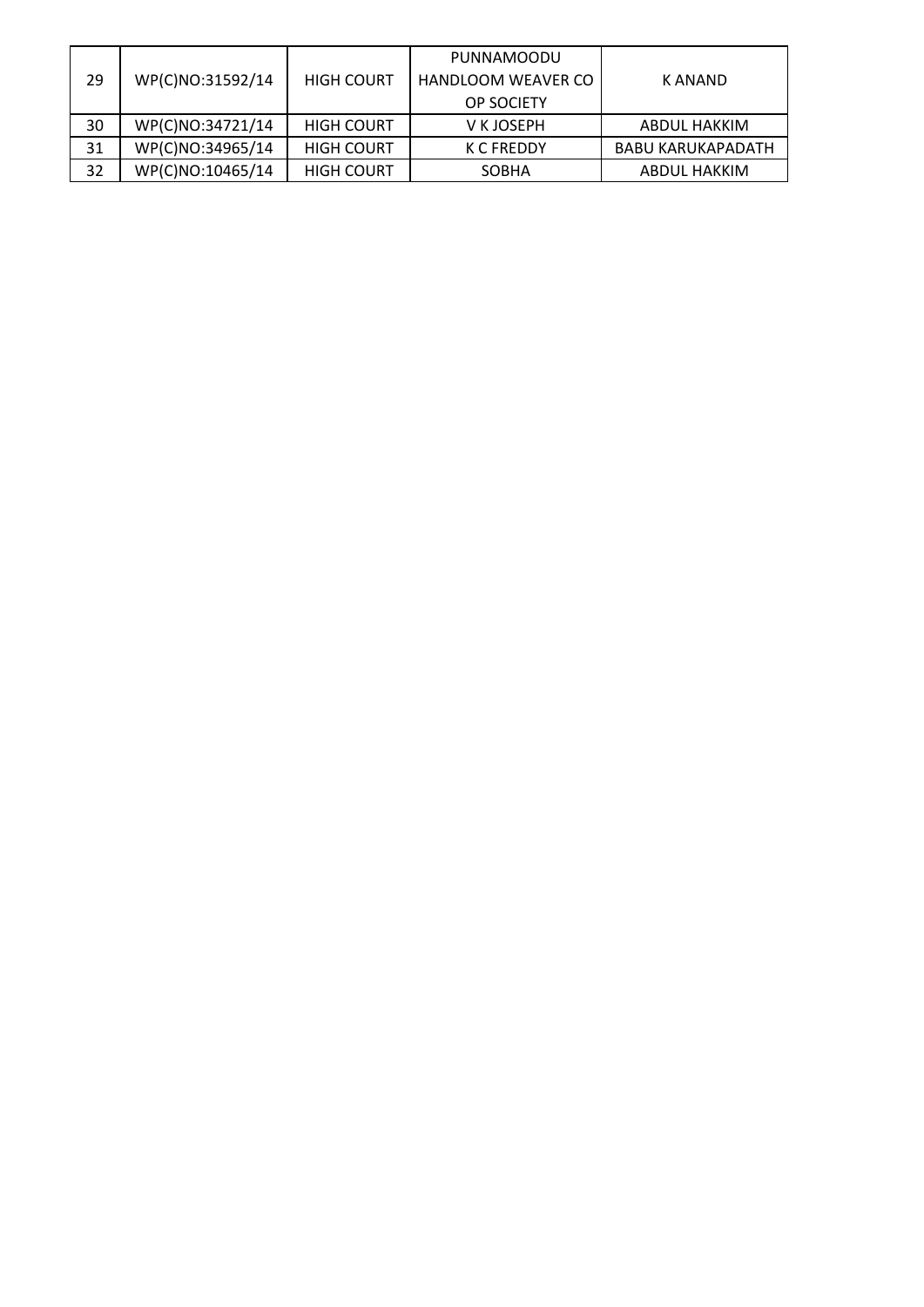| | | | | |
|---|---|---|---|---|
| 29 | WP(C)NO:31592/14 | HIGH COURT | PUNNAMOODU HANDLOOM WEAVER CO OP SOCIETY | K ANAND |
| 30 | WP(C)NO:34721/14 | HIGH COURT | V K JOSEPH | ABDUL HAKKIM |
| 31 | WP(C)NO:34965/14 | HIGH COURT | K C FREDDY | BABU KARUKAPADATH |
| 32 | WP(C)NO:10465/14 | HIGH COURT | SOBHA | ABDUL HAKKIM |